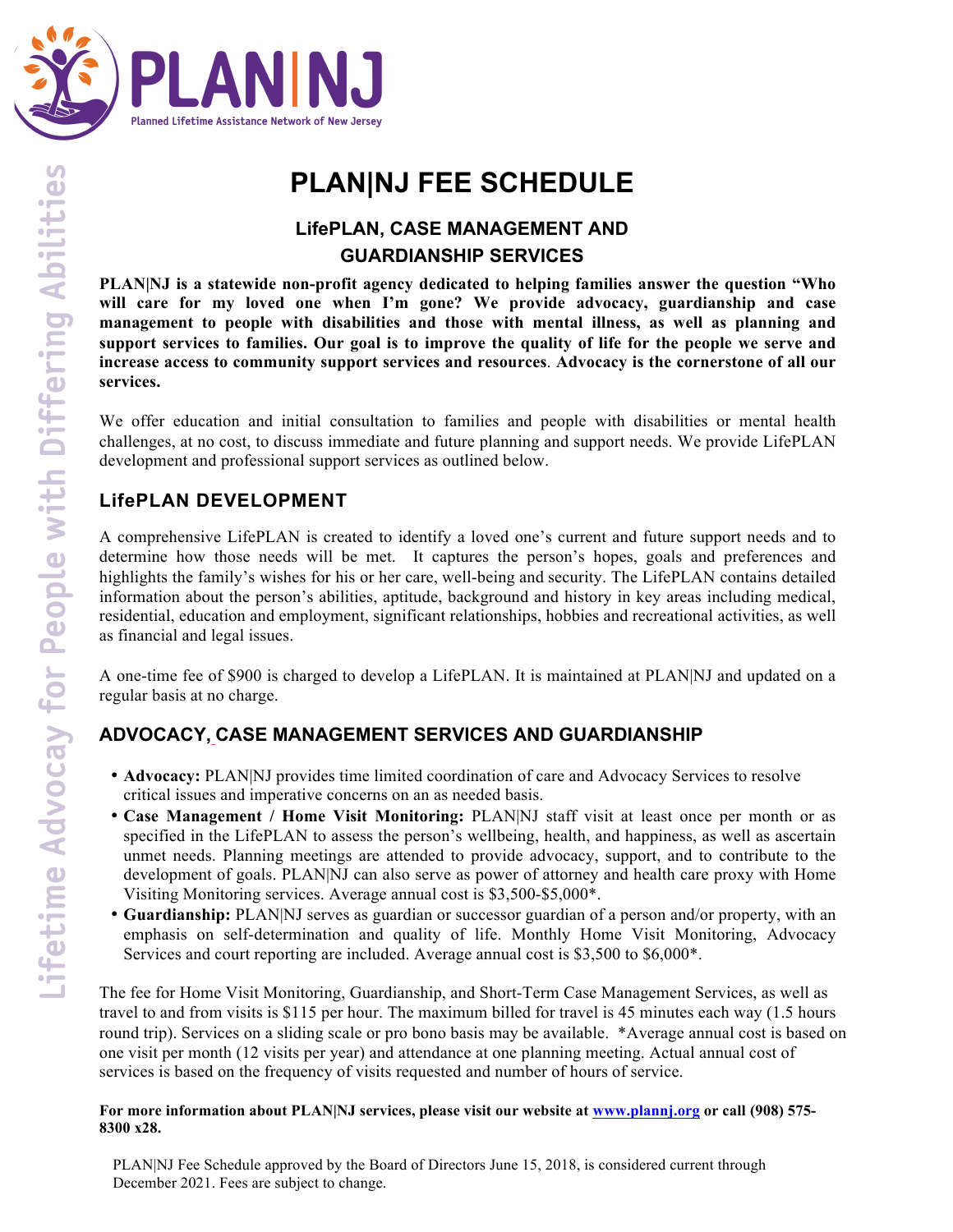PLAN|NJ

Planned Lifetime Assistance Network of New Jersey

Lifetime Advocacy for People with Differing Abilities

# PLAN|NJ FEE SCHEDULE

### LifePLAN, CASE MANAGEMENT AND GUARDIANSHIP SERVICES

**PLAN|NJ is a statewide non-profit agency dedicated to helping families answer the question "Who will care for my loved one when I'm gone? We provide advocacy, guardianship and case management to people with disabilities and those with mental illness, as well as planning and support services to families. Our goal is to improve the quality of life for the people we serve and increase access to community support services and resources. Advocacy is the cornerstone of all our services.**

We offer education and initial consultation to families and people with disabilities or mental health challenges, at no cost, to discuss immediate and future planning and support needs. We provide LifePLAN development and professional support services as outlined below.

## LifePLAN DEVELOPMENT

A comprehensive LifePLAN is created to identify a loved one's current and future support needs and to determine how those needs will be met. It captures the person's hopes, goals and preferences and highlights the family's wishes for his or her care, well-being and security. The LifePLAN contains detailed information about the person's abilities, aptitude, background and history in key areas including medical, residential, education and employment, significant relationships, hobbies and recreational activities, as well as financial and legal issues.

A one-time fee of $900 is charged to develop a LifePLAN. It is maintained at PLAN|NJ and updated on a regular basis at no charge.

## ADVOCACY, CASE MANAGEMENT SERVICES AND GUARDIANSHIP

- **Advocacy:** PLAN|NJ provides time limited coordination of care and Advocacy Services to resolve critical issues and imperative concerns on an as needed basis.
- **Case Management / Home Visit Monitoring:** PLAN|NJ staff visit at least once per month or as specified in the LifePLAN to assess the person's wellbeing, health, and happiness, as well as ascertain unmet needs. Planning meetings are attended to provide advocacy, support, and to contribute to the development of goals. PLAN|NJ can also serve as power of attorney and health care proxy with Home Visiting Monitoring services. Average annual cost is $3,500-$5,000*.
- **Guardianship:** PLAN|NJ serves as guardian or successor guardian of a person and/or property, with an emphasis on self-determination and quality of life. Monthly Home Visit Monitoring, Advocacy Services and court reporting are included. Average annual cost is $3,500 to $6,000*.

The fee for Home Visit Monitoring, Guardianship, and Short-Term Case Management Services, as well as travel to and from visits is $115 per hour. The maximum billed for travel is 45 minutes each way (1.5 hours round trip). Services on a sliding scale or pro bono basis may be available. *Average annual cost is based on one visit per month (12 visits per year) and attendance at one planning meeting. Actual annual cost of services is based on the frequency of visits requested and number of hours of service.

**For more information about PLAN|NJ services, please visit our website at www.plannj.org or call (908) 575-8300 x28.**

PLAN|NJ Fee Schedule approved by the Board of Directors June 15, 2018, is considered current through December 2021. Fees are subject to change.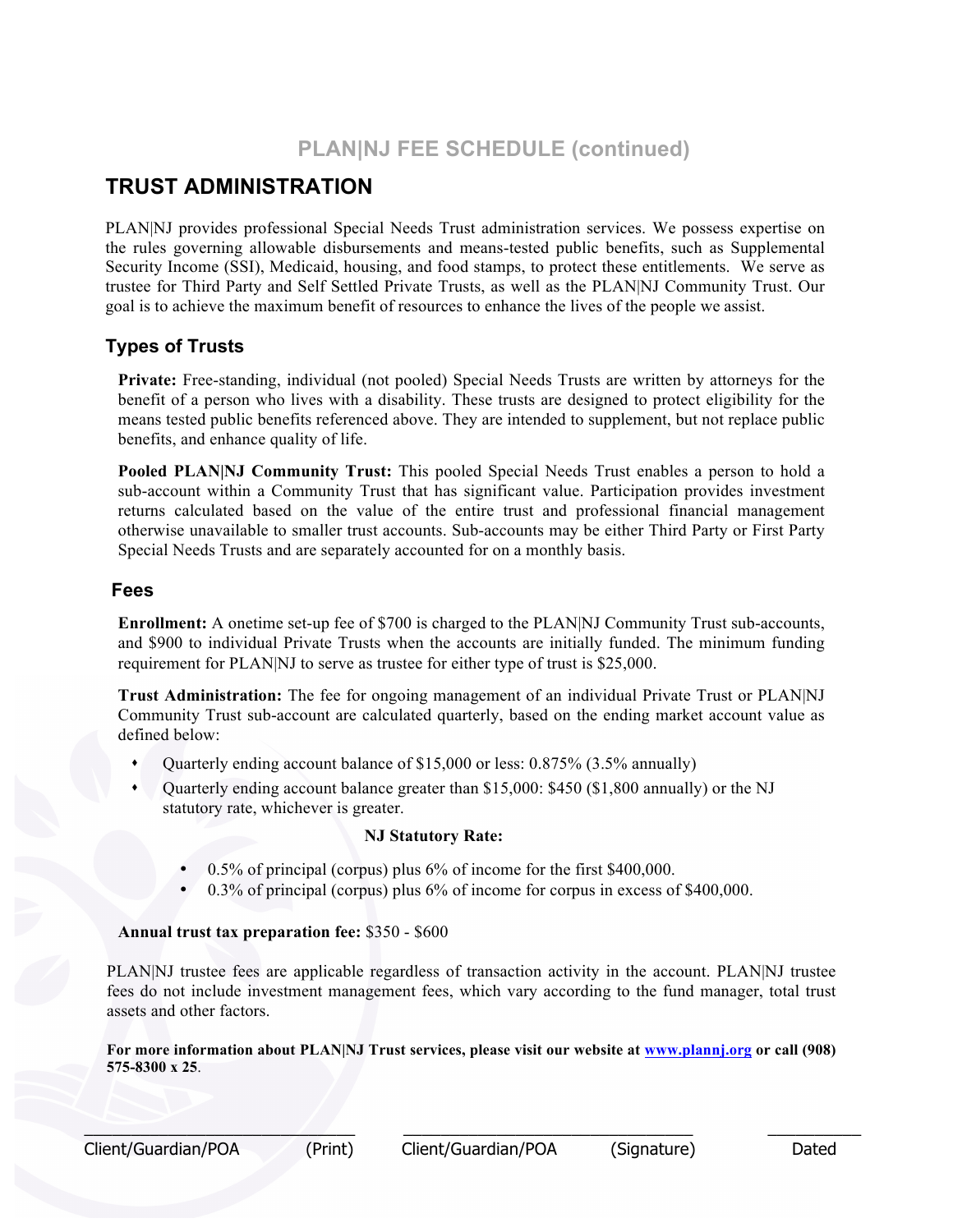## PLAN|NJ FEE SCHEDULE (continued)

# TRUST ADMINISTRATION

PLAN|NJ provides professional Special Needs Trust administration services. We possess expertise on the rules governing allowable disbursements and means-tested public benefits, such as Supplemental Security Income (SSI), Medicaid, housing, and food stamps, to protect these entitlements. We serve as trustee for Third Party and Self Settled Private Trusts, as well as the PLAN|NJ Community Trust. Our goal is to achieve the maximum benefit of resources to enhance the lives of the people we assist.

### Types of Trusts

**Private:** Free-standing, individual (not pooled) Special Needs Trusts are written by attorneys for the benefit of a person who lives with a disability. These trusts are designed to protect eligibility for the means tested public benefits referenced above. They are intended to supplement, but not replace public benefits, and enhance quality of life.

**Pooled PLAN|NJ Community Trust:** This pooled Special Needs Trust enables a person to hold a sub-account within a Community Trust that has significant value. Participation provides investment returns calculated based on the value of the entire trust and professional financial management otherwise unavailable to smaller trust accounts. Sub-accounts may be either Third Party or First Party Special Needs Trusts and are separately accounted for on a monthly basis.

### Fees

**Enrollment:** A onetime set-up fee of $700 is charged to the PLAN|NJ Community Trust sub-accounts, and $900 to individual Private Trusts when the accounts are initially funded. The minimum funding requirement for PLAN|NJ to serve as trustee for either type of trust is $25,000.

**Trust Administration:** The fee for ongoing management of an individual Private Trust or PLAN|NJ Community Trust sub-account are calculated quarterly, based on the ending market account value as defined below:

- Quarterly ending account balance of $15,000 or less: 0.875% (3.5% annually)
- Quarterly ending account balance greater than $15,000: $450 ($1,800 annually) or the NJ statutory rate, whichever is greater.

**NJ Statutory Rate:**

- 0.5% of principal (corpus) plus 6% of income for the first $400,000.
- 0.3% of principal (corpus) plus 6% of income for corpus in excess of $400,000.

**Annual trust tax preparation fee:** $350 - $600

PLAN|NJ trustee fees are applicable regardless of transaction activity in the account. PLAN|NJ trustee fees do not include investment management fees, which vary according to the fund manager, total trust assets and other factors.

**For more information about PLAN|NJ Trust services, please visit our website at [www.plannj.org](http://www.plannj.org) or call (908) 575-8300 x 25**.

______________________________ Client/Guardian/POA (Print)

______________________________ Client/Guardian/POA (Signature)

__________ Dated